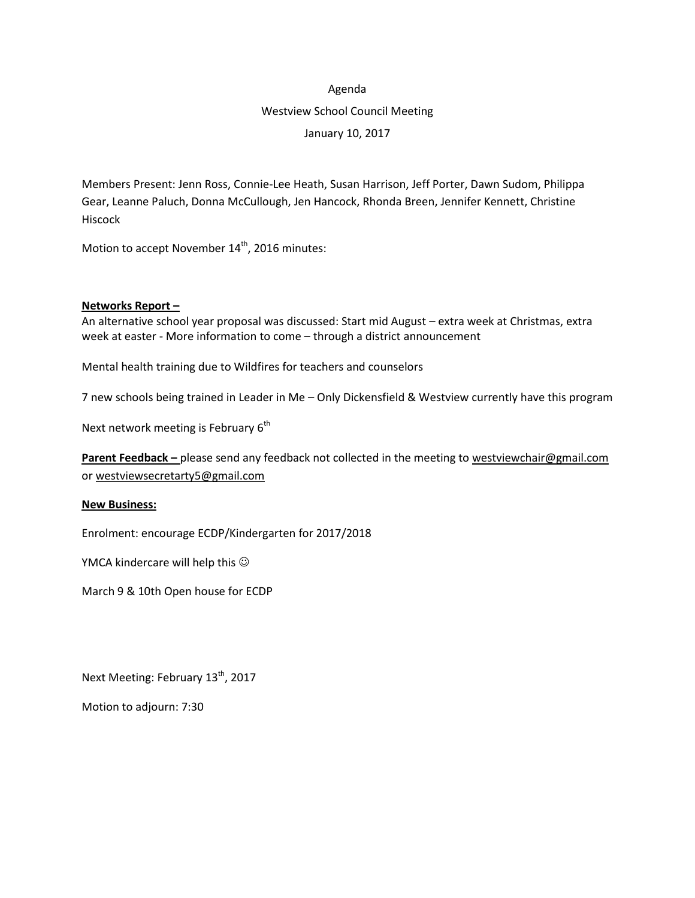Agenda

Westview School Council Meeting

January 10, 2017

Members Present: Jenn Ross, Connie-Lee Heath, Susan Harrison, Jeff Porter, Dawn Sudom, Philippa Gear, Leanne Paluch, Donna McCullough, Jen Hancock, Rhonda Breen, Jennifer Kennett, Christine Hiscock

Motion to accept November 14th, 2016 minutes:

**Networks Report –**

An alternative school year proposal was discussed: Start mid August – extra week at Christmas, extra week at easter - More information to come – through a district announcement

Mental health training due to Wildfires for teachers and counselors

7 new schools being trained in Leader in Me – Only Dickensfield & Westview currently have this program

Next network meeting is February 6th

**Parent Feedback –** please send any feedback not collected in the meeting to westviewchair@gmail.com or westviewsecretarty5@gmail.com

**New Business:**

Enrolment: encourage ECDP/Kindergarten for 2017/2018

YMCA kindercare will help this ☺

March 9 & 10th Open house for ECDP

Next Meeting: February 13th, 2017

Motion to adjourn: 7:30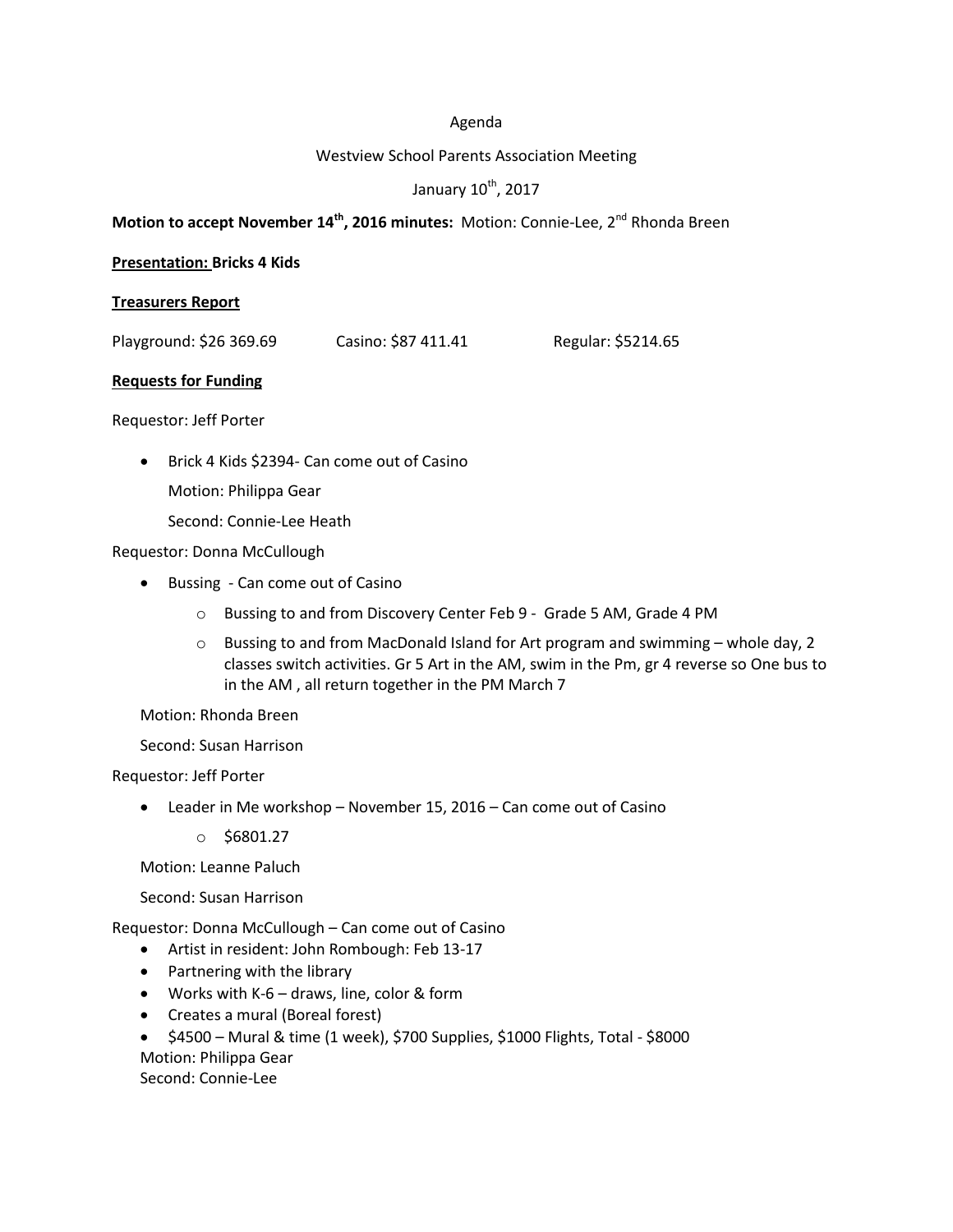Agenda

Westview School Parents Association Meeting

January 10th, 2017

**Motion to accept November 14th, 2016 minutes:** Motion: Connie-Lee, 2nd Rhonda Breen

**<u>Presentation:</u> Bricks 4 Kids**

**<u>Treasurers Report</u>**

Playground: $26 369.69 Casino: $87 411.41 Regular: $5214.65

**<u>Requests for Funding</u>**

Requestor: Jeff Porter

- Brick 4 Kids $2394- Can come out of Casino

  Motion: Philippa Gear

  Second: Connie-Lee Heath

Requestor: Donna McCullough

- Bussing - Can come out of Casino
  - Bussing to and from Discovery Center Feb 9 - Grade 5 AM, Grade 4 PM
  - Bussing to and from MacDonald Island for Art program and swimming – whole day, 2 classes switch activities. Gr 5 Art in the AM, swim in the Pm, gr 4 reverse so One bus to in the AM , all return together in the PM March 7

  Motion: Rhonda Breen

  Second: Susan Harrison

Requestor: Jeff Porter

- Leader in Me workshop – November 15, 2016 – Can come out of Casino
  - $6801.27

  Motion: Leanne Paluch

  Second: Susan Harrison

Requestor: Donna McCullough – Can come out of Casino

- Artist in resident: John Rombough: Feb 13-17
- Partnering with the library
- Works with K-6 – draws, line, color & form
- Creates a mural (Boreal forest)
- $4500 – Mural & time (1 week), $700 Supplies, $1000 Flights, Total - $8000

Motion: Philippa Gear
Second: Connie-Lee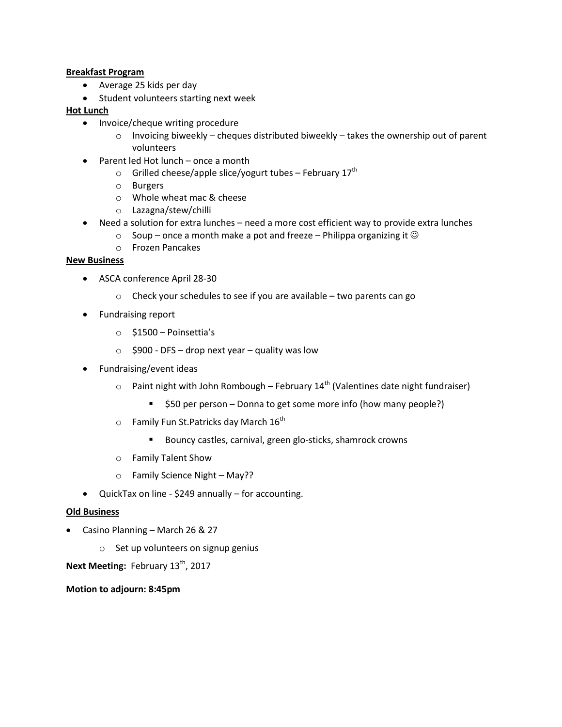**Breakfast Program**

- Average 25 kids per day
- Student volunteers starting next week

**Hot Lunch**

- Invoice/cheque writing procedure
  - Invoicing biweekly – cheques distributed biweekly – takes the ownership out of parent volunteers
- Parent led Hot lunch – once a month
  - Grilled cheese/apple slice/yogurt tubes – February 17th
  - Burgers
  - Whole wheat mac & cheese
  - Lazagna/stew/chilli
- Need a solution for extra lunches – need a more cost efficient way to provide extra lunches
  - Soup – once a month make a pot and freeze – Philippa organizing it ☺
  - Frozen Pancakes

**New Business**

- ASCA conference April 28-30
  - Check your schedules to see if you are available – two parents can go
- Fundraising report
  - $1500 – Poinsettia's
  - $900 - DFS – drop next year – quality was low
- Fundraising/event ideas
  - Paint night with John Rombough – February 14th (Valentines date night fundraiser)
    - $50 per person – Donna to get some more info (how many people?)
  - Family Fun St.Patricks day March 16th
    - Bouncy castles, carnival, green glo-sticks, shamrock crowns
  - Family Talent Show
  - Family Science Night – May??
- QuickTax on line - $249 annually – for accounting.

**Old Business**

- Casino Planning – March 26 & 27
  - Set up volunteers on signup genius

**Next Meeting:** February 13th, 2017

**Motion to adjourn: 8:45pm**